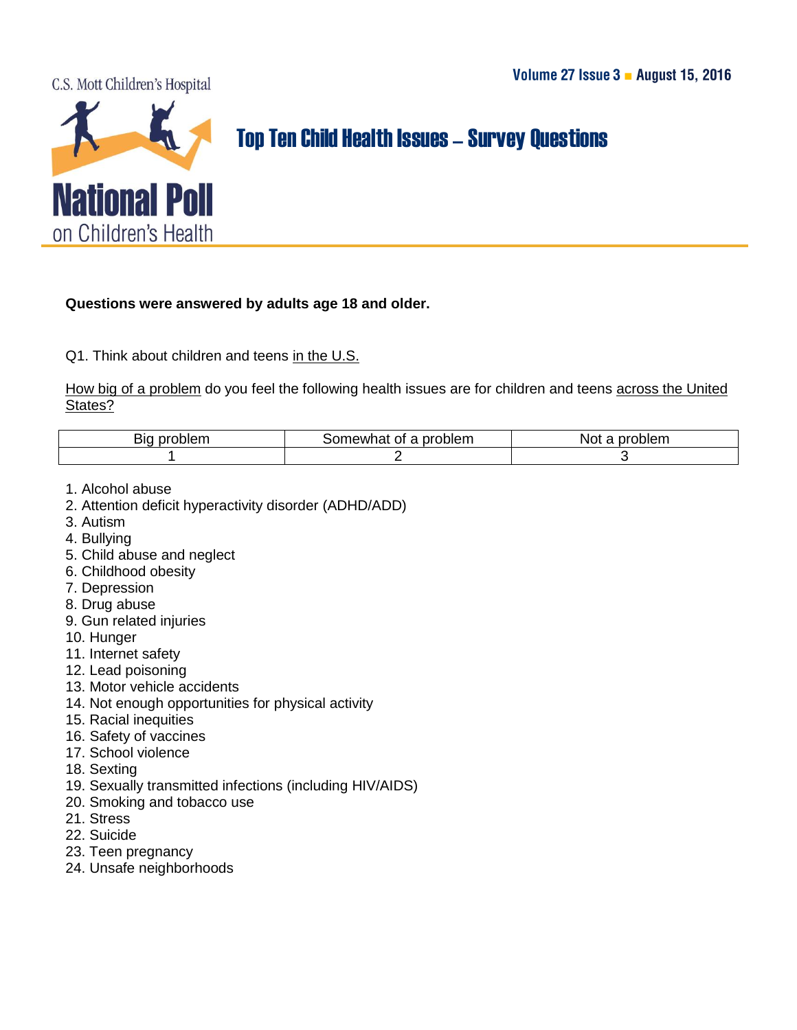C.S. Mott Children's Hospital

# National Poll on Children's Health

Volume 27 Issue 3 ■ August 15, 2016

## Top Ten Child Health Issues – Survey Questions

**Questions were answered by adults age 18 and older.**

Q1. Think about children and teens <u>in the U.S.</u>

<u>How big of a problem</u> do you feel the following health issues are for children and teens <u>across the United States?</u>

| Big problem | Somewhat of a problem | Not a problem |
| --- | --- | --- |
| 1 | 2 | 3 |

1. Alcohol abuse
2. Attention deficit hyperactivity disorder (ADHD/ADD)
3. Autism
4. Bullying
5. Child abuse and neglect
6. Childhood obesity
7. Depression
8. Drug abuse
9. Gun related injuries
10. Hunger
11. Internet safety
12. Lead poisoning
13. Motor vehicle accidents
14. Not enough opportunities for physical activity
15. Racial inequities
16. Safety of vaccines
17. School violence
18. Sexting
19. Sexually transmitted infections (including HIV/AIDS)
20. Smoking and tobacco use
21. Stress
22. Suicide
23. Teen pregnancy
24. Unsafe neighborhoods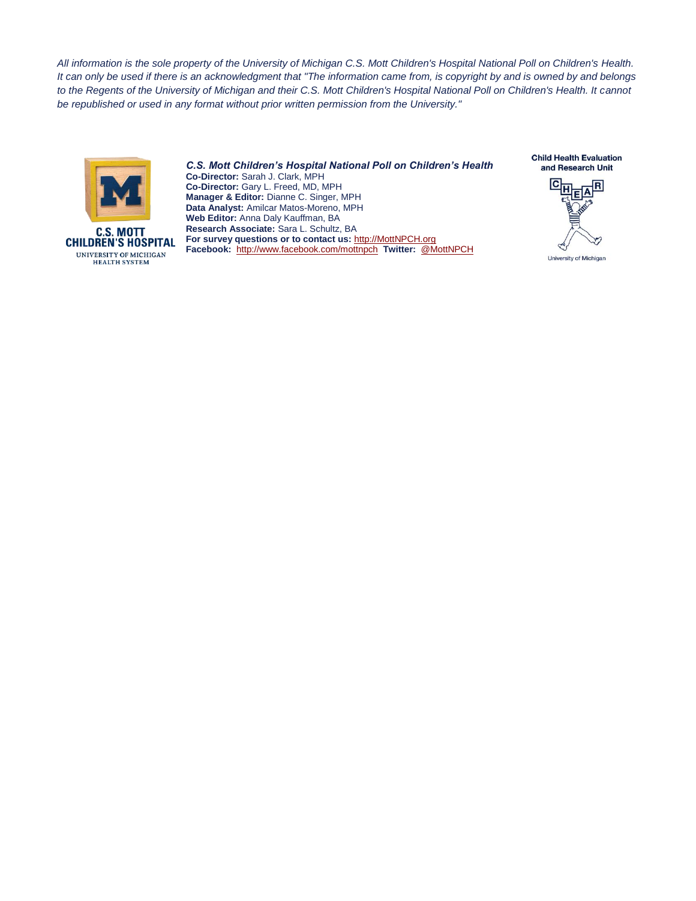*All information is the sole property of the University of Michigan C.S. Mott Children's Hospital National Poll on Children's Health. It can only be used if there is an acknowledgment that "The information came from, is copyright by and is owned by and belongs to the Regents of the University of Michigan and their C.S. Mott Children's Hospital National Poll on Children's Health. It cannot be republished or used in any format without prior written permission from the University."*

C.S. MOTT CHILDREN'S HOSPITAL
UNIVERSITY OF MICHIGAN HEALTH SYSTEM

***C.S. Mott Children's Hospital National Poll on Children's Health***

**Co-Director:** Sarah J. Clark, MPH
**Co-Director:** Gary L. Freed, MD, MPH
**Manager & Editor:** Dianne C. Singer, MPH
**Data Analyst:** Amilcar Matos-Moreno, MPH
**Web Editor:** Anna Daly Kauffman, BA
**Research Associate:** Sara L. Schultz, BA
**For survey questions or to contact us:** http://MottNPCH.org
**Facebook:** http://www.facebook.com/mottnpch **Twitter:** @MottNPCH

**Child Health Evaluation and Research Unit**
CHEAR
University of Michigan